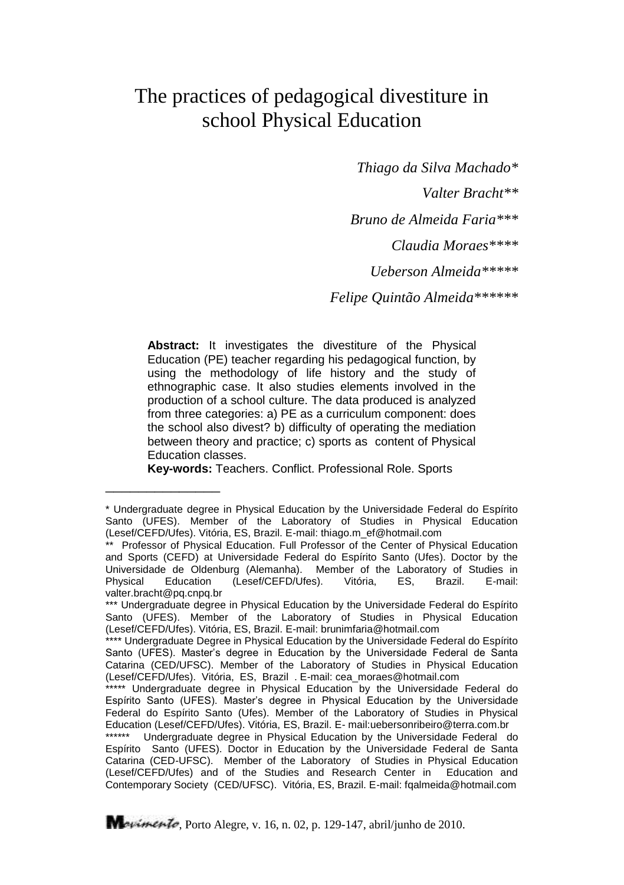# The practices of pedagogical divestiture in school Physical Education

*Thiago da Silva Machado**

*Valter Bracht***

*Bruno de Almeida Faria****

*Claudia Moraes*****

*Ueberson Almeida******

*Felipe Quintão Almeida*******

**Abstract:** It investigates the divestiture of the Physical Education (PE) teacher regarding his pedagogical function, by using the methodology of life history and the study of ethnographic case. It also studies elements involved in the production of a school culture. The data produced is analyzed from three categories: a) PE as a curriculum component: does the school also divest? b) difficulty of operating the mediation between theory and practice; c) sports as content of Physical Education classes.

**Key-words:** Teachers. Conflict. Professional Role. Sports

---

\* Undergraduate degree in Physical Education by the Universidade Federal do Espírito Santo (UFES). Member of the Laboratory of Studies in Physical Education (Lesef/CEFD/Ufes). Vitória, ES, Brazil. E-mail: thiago.m_ef@hotmail.com

** Professor of Physical Education. Full Professor of the Center of Physical Education and Sports (CEFD) at Universidade Federal do Espírito Santo (Ufes). Doctor by the Universidade de Oldenburg (Alemanha). Member of the Laboratory of Studies in Physical Education (Lesef/CEFD/Ufes). Vitória, ES, Brazil. E-mail: valter.bracht@pq.cnpq.br

*** Undergraduate degree in Physical Education by the Universidade Federal do Espírito Santo (UFES). Member of the Laboratory of Studies in Physical Education (Lesef/CEFD/Ufes). Vitória, ES, Brazil. E-mail: brunimfaria@hotmail.com

**** Undergraduate Degree in Physical Education by the Universidade Federal do Espírito Santo (UFES). Master's degree in Education by the Universidade Federal de Santa Catarina (CED/UFSC). Member of the Laboratory of Studies in Physical Education (Lesef/CEFD/Ufes). Vitória, ES, Brazil . E-mail: cea_moraes@hotmail.com

***** Undergraduate degree in Physical Education by the Universidade Federal do Espírito Santo (UFES). Master's degree in Physical Education by the Universidade Federal do Espírito Santo (UFES). Member of the Laboratory of Studies in Physical Education (Lesef/CEFD/Ufes). Vitória, ES, Brazil. E- mail:uebersonribeiro@terra.com.br

****** Undergraduate degree in Physical Education by the Universidade Federal do Espírito Santo (UFES). Doctor in Education by the Universidade Federal de Santa Catarina (CED-UFSC). Member of the Laboratory of Studies in Physical Education (Lesef/CEFD/Ufes) and of the Studies and Research Center in Education and Contemporary Society (CED/UFSC). Vitória, ES, Brazil. E-mail: fqalmeida@hotmail.com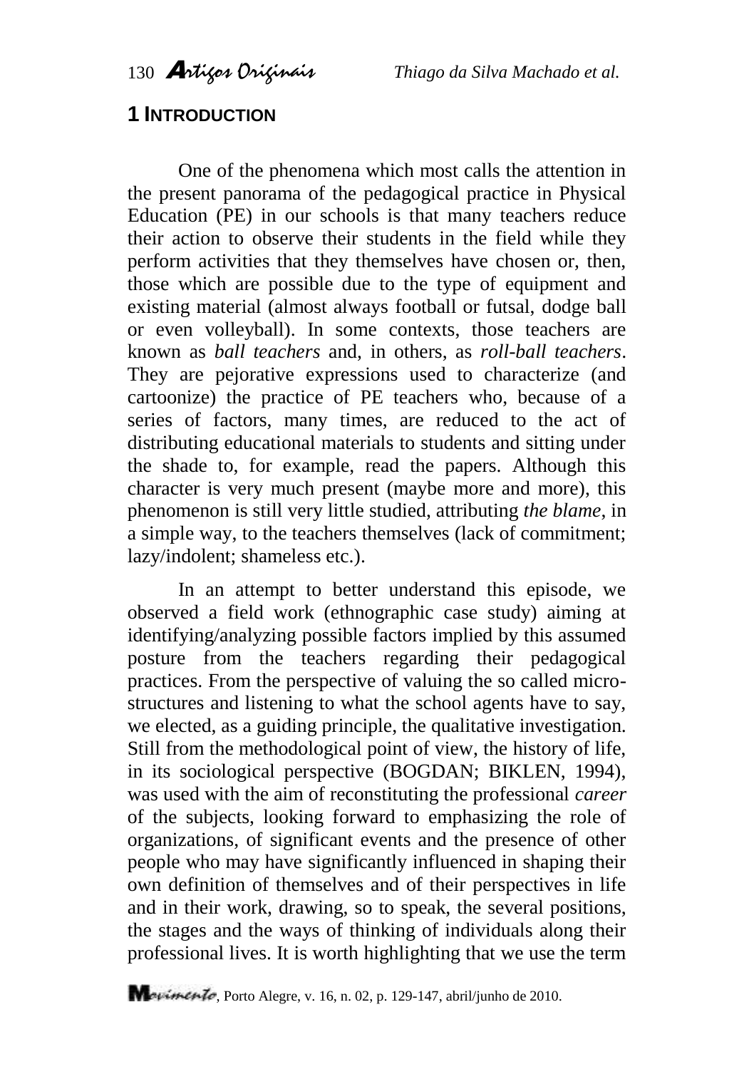## 1 INTRODUCTION

One of the phenomena which most calls the attention in the present panorama of the pedagogical practice in Physical Education (PE) in our schools is that many teachers reduce their action to observe their students in the field while they perform activities that they themselves have chosen or, then, those which are possible due to the type of equipment and existing material (almost always football or futsal, dodge ball or even volleyball). In some contexts, those teachers are known as *ball teachers* and, in others, as *roll-ball teachers*. They are pejorative expressions used to characterize (and cartoonize) the practice of PE teachers who, because of a series of factors, many times, are reduced to the act of distributing educational materials to students and sitting under the shade to, for example, read the papers. Although this character is very much present (maybe more and more), this phenomenon is still very little studied, attributing *the blame*, in a simple way, to the teachers themselves (lack of commitment; lazy/indolent; shameless etc.).

In an attempt to better understand this episode, we observed a field work (ethnographic case study) aiming at identifying/analyzing possible factors implied by this assumed posture from the teachers regarding their pedagogical practices. From the perspective of valuing the so called micro-structures and listening to what the school agents have to say, we elected, as a guiding principle, the qualitative investigation. Still from the methodological point of view, the history of life, in its sociological perspective (BOGDAN; BIKLEN, 1994), was used with the aim of reconstituting the professional *career* of the subjects, looking forward to emphasizing the role of organizations, of significant events and the presence of other people who may have significantly influenced in shaping their own definition of themselves and of their perspectives in life and in their work, drawing, so to speak, the several positions, the stages and the ways of thinking of individuals along their professional lives. It is worth highlighting that we use the term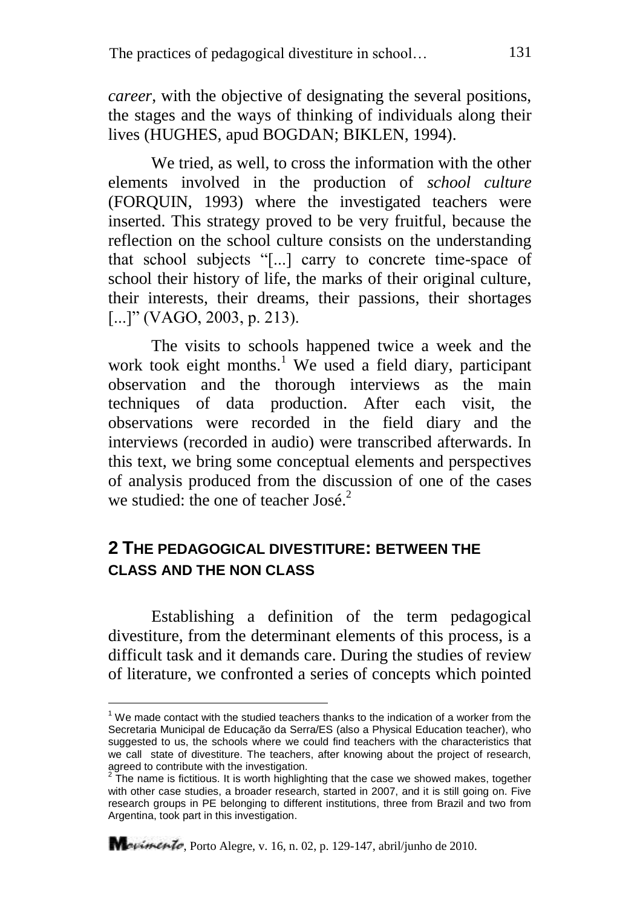*career*, with the objective of designating the several positions, the stages and the ways of thinking of individuals along their lives (HUGHES, apud BOGDAN; BIKLEN, 1994).

We tried, as well, to cross the information with the other elements involved in the production of *school culture* (FORQUIN, 1993) where the investigated teachers were inserted. This strategy proved to be very fruitful, because the reflection on the school culture consists on the understanding that school subjects "[...] carry to concrete time-space of school their history of life, the marks of their original culture, their interests, their dreams, their passions, their shortages [...]" (VAGO, 2003, p. 213).

The visits to schools happened twice a week and the work took eight months.[1] We used a field diary, participant observation and the thorough interviews as the main techniques of data production. After each visit, the observations were recorded in the field diary and the interviews (recorded in audio) were transcribed afterwards. In this text, we bring some conceptual elements and perspectives of analysis produced from the discussion of one of the cases we studied: the one of teacher José.[2]

## 2 THE PEDAGOGICAL DIVESTITURE: BETWEEN THE CLASS AND THE NON CLASS

Establishing a definition of the term pedagogical divestiture, from the determinant elements of this process, is a difficult task and it demands care. During the studies of review of literature, we confronted a series of concepts which pointed

---

[1] We made contact with the studied teachers thanks to the indication of a worker from the Secretaria Municipal de Educação da Serra/ES (also a Physical Education teacher), who suggested to us, the schools where we could find teachers with the characteristics that we call state of divestiture. The teachers, after knowing about the project of research, agreed to contribute with the investigation.

[2] The name is fictitious. It is worth highlighting that the case we showed makes, together with other case studies, a broader research, started in 2007, and it is still going on. Five research groups in PE belonging to different institutions, three from Brazil and two from Argentina, took part in this investigation.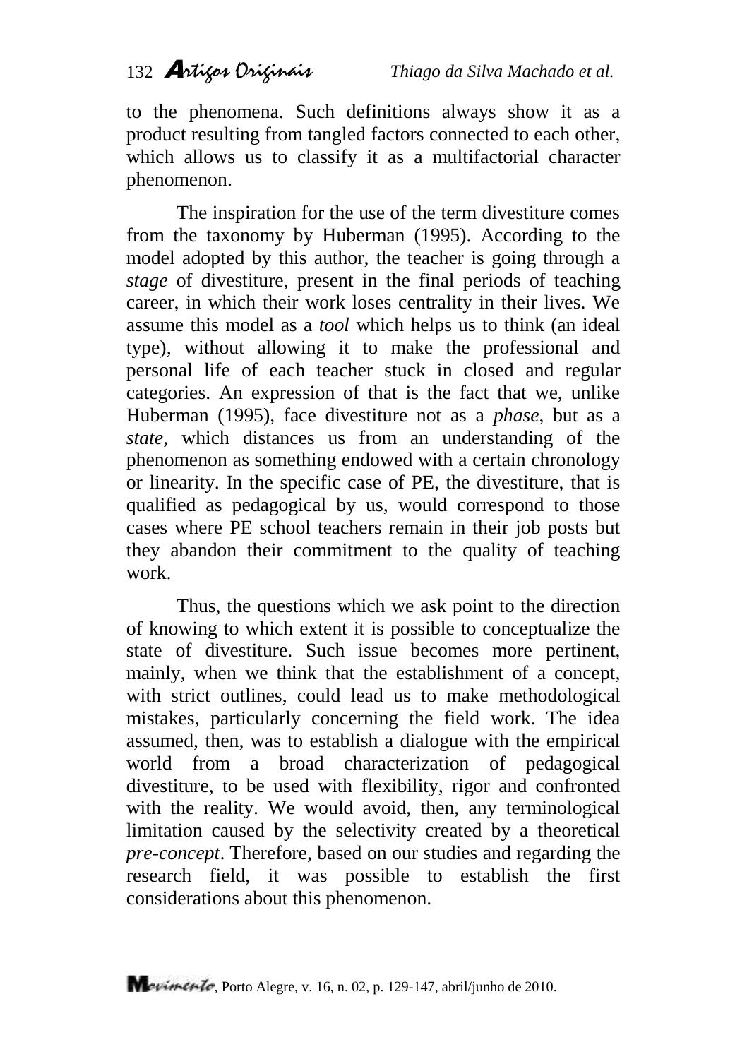to the phenomena. Such definitions always show it as a product resulting from tangled factors connected to each other, which allows us to classify it as a multifactorial character phenomenon.

The inspiration for the use of the term divestiture comes from the taxonomy by Huberman (1995). According to the model adopted by this author, the teacher is going through a *stage* of divestiture, present in the final periods of teaching career, in which their work loses centrality in their lives. We assume this model as a *tool* which helps us to think (an ideal type), without allowing it to make the professional and personal life of each teacher stuck in closed and regular categories. An expression of that is the fact that we, unlike Huberman (1995), face divestiture not as a *phase*, but as a *state*, which distances us from an understanding of the phenomenon as something endowed with a certain chronology or linearity. In the specific case of PE, the divestiture, that is qualified as pedagogical by us, would correspond to those cases where PE school teachers remain in their job posts but they abandon their commitment to the quality of teaching work.

Thus, the questions which we ask point to the direction of knowing to which extent it is possible to conceptualize the state of divestiture. Such issue becomes more pertinent, mainly, when we think that the establishment of a concept, with strict outlines, could lead us to make methodological mistakes, particularly concerning the field work. The idea assumed, then, was to establish a dialogue with the empirical world from a broad characterization of pedagogical divestiture, to be used with flexibility, rigor and confronted with the reality. We would avoid, then, any terminological limitation caused by the selectivity created by a theoretical *pre-concept*. Therefore, based on our studies and regarding the research field, it was possible to establish the first considerations about this phenomenon.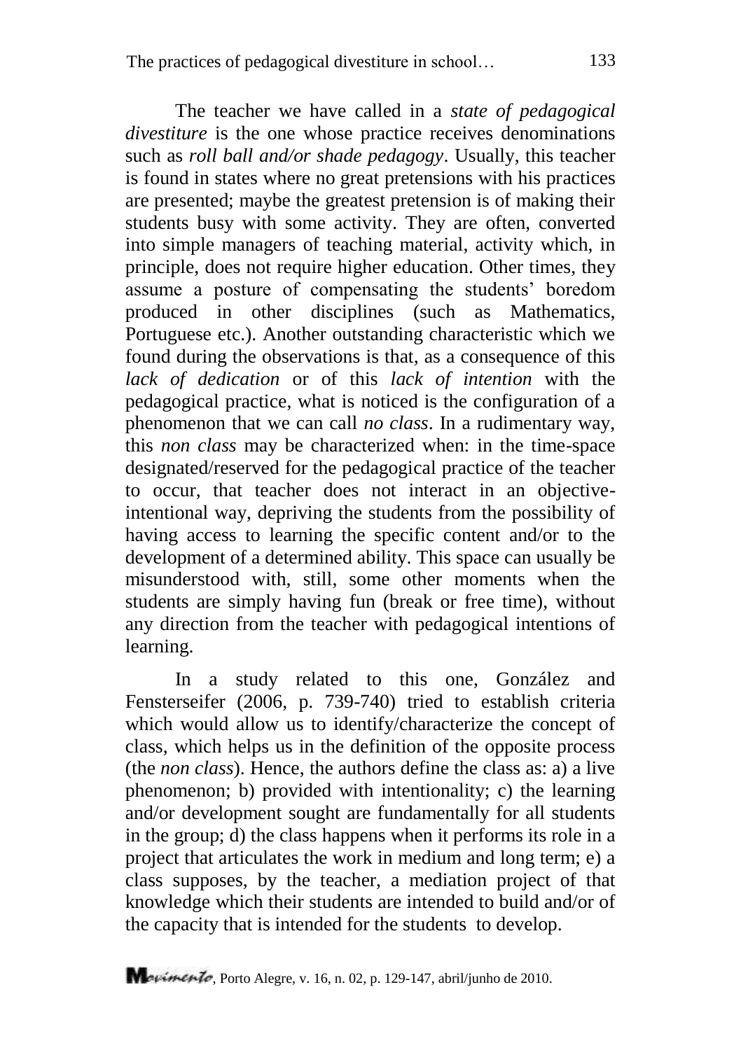The teacher we have called in a *state of pedagogical divestiture* is the one whose practice receives denominations such as *roll ball and/or shade pedagogy*. Usually, this teacher is found in states where no great pretensions with his practices are presented; maybe the greatest pretension is of making their students busy with some activity. They are often, converted into simple managers of teaching material, activity which, in principle, does not require higher education. Other times, they assume a posture of compensating the students' boredom produced in other disciplines (such as Mathematics, Portuguese etc.). Another outstanding characteristic which we found during the observations is that, as a consequence of this *lack of dedication* or of this *lack of intention* with the pedagogical practice, what is noticed is the configuration of a phenomenon that we can call *no class*. In a rudimentary way, this *non class* may be characterized when: in the time-space designated/reserved for the pedagogical practice of the teacher to occur, that teacher does not interact in an objective-intentional way, depriving the students from the possibility of having access to learning the specific content and/or to the development of a determined ability. This space can usually be misunderstood with, still, some other moments when the students are simply having fun (break or free time), without any direction from the teacher with pedagogical intentions of learning.

In a study related to this one, González and Fensterseifer (2006, p. 739-740) tried to establish criteria which would allow us to identify/characterize the concept of class, which helps us in the definition of the opposite process (the *non class*). Hence, the authors define the class as: a) a live phenomenon; b) provided with intentionality; c) the learning and/or development sought are fundamentally for all students in the group; d) the class happens when it performs its role in a project that articulates the work in medium and long term; e) a class supposes, by the teacher, a mediation project of that knowledge which their students are intended to build and/or of the capacity that is intended for the students to develop.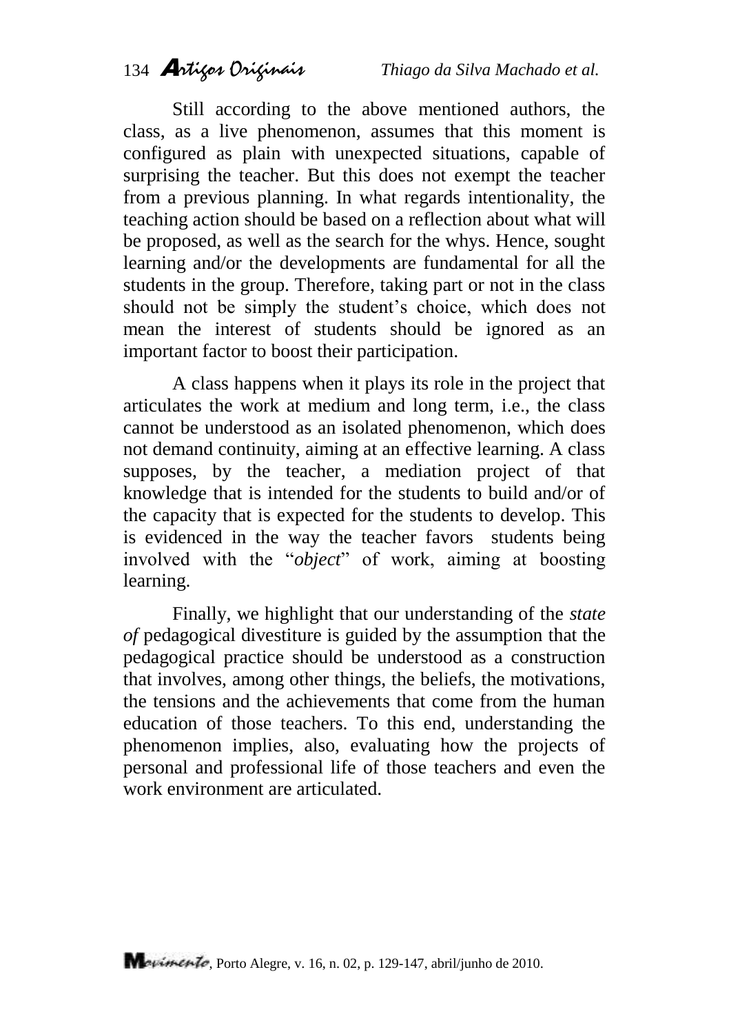Still according to the above mentioned authors, the class, as a live phenomenon, assumes that this moment is configured as plain with unexpected situations, capable of surprising the teacher. But this does not exempt the teacher from a previous planning. In what regards intentionality, the teaching action should be based on a reflection about what will be proposed, as well as the search for the whys. Hence, sought learning and/or the developments are fundamental for all the students in the group. Therefore, taking part or not in the class should not be simply the student's choice, which does not mean the interest of students should be ignored as an important factor to boost their participation.

A class happens when it plays its role in the project that articulates the work at medium and long term, i.e., the class cannot be understood as an isolated phenomenon, which does not demand continuity, aiming at an effective learning. A class supposes, by the teacher, a mediation project of that knowledge that is intended for the students to build and/or of the capacity that is expected for the students to develop. This is evidenced in the way the teacher favors students being involved with the "*object*" of work, aiming at boosting learning.

Finally, we highlight that our understanding of the *state of* pedagogical divestiture is guided by the assumption that the pedagogical practice should be understood as a construction that involves, among other things, the beliefs, the motivations, the tensions and the achievements that come from the human education of those teachers. To this end, understanding the phenomenon implies, also, evaluating how the projects of personal and professional life of those teachers and even the work environment are articulated.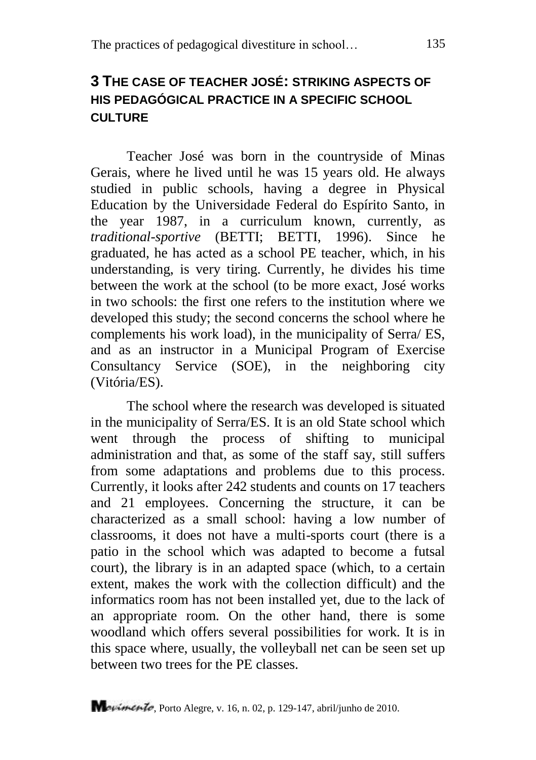## 3 THE CASE OF TEACHER JOSÉ: STRIKING ASPECTS OF HIS PEDAGÓGICAL PRACTICE IN A SPECIFIC SCHOOL CULTURE

Teacher José was born in the countryside of Minas Gerais, where he lived until he was 15 years old. He always studied in public schools, having a degree in Physical Education by the Universidade Federal do Espírito Santo, in the year 1987, in a curriculum known, currently, as *traditional-sportive* (BETTI; BETTI, 1996). Since he graduated, he has acted as a school PE teacher, which, in his understanding, is very tiring. Currently, he divides his time between the work at the school (to be more exact, José works in two schools: the first one refers to the institution where we developed this study; the second concerns the school where he complements his work load), in the municipality of Serra/ ES, and as an instructor in a Municipal Program of Exercise Consultancy Service (SOE), in the neighboring city (Vitória/ES).

The school where the research was developed is situated in the municipality of Serra/ES. It is an old State school which went through the process of shifting to municipal administration and that, as some of the staff say, still suffers from some adaptations and problems due to this process. Currently, it looks after 242 students and counts on 17 teachers and 21 employees. Concerning the structure, it can be characterized as a small school: having a low number of classrooms, it does not have a multi-sports court (there is a patio in the school which was adapted to become a futsal court), the library is in an adapted space (which, to a certain extent, makes the work with the collection difficult) and the informatics room has not been installed yet, due to the lack of an appropriate room. On the other hand, there is some woodland which offers several possibilities for work. It is in this space where, usually, the volleyball net can be seen set up between two trees for the PE classes.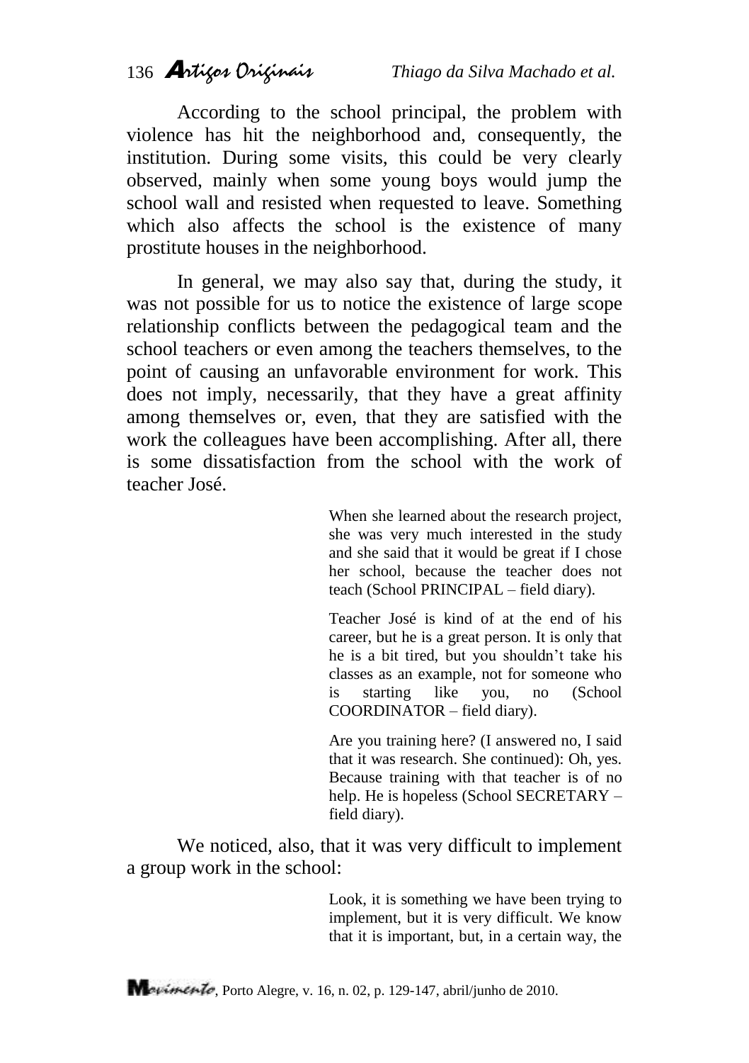According to the school principal, the problem with violence has hit the neighborhood and, consequently, the institution. During some visits, this could be very clearly observed, mainly when some young boys would jump the school wall and resisted when requested to leave. Something which also affects the school is the existence of many prostitute houses in the neighborhood.

In general, we may also say that, during the study, it was not possible for us to notice the existence of large scope relationship conflicts between the pedagogical team and the school teachers or even among the teachers themselves, to the point of causing an unfavorable environment for work. This does not imply, necessarily, that they have a great affinity among themselves or, even, that they are satisfied with the work the colleagues have been accomplishing. After all, there is some dissatisfaction from the school with the work of teacher José.

> When she learned about the research project, she was very much interested in the study and she said that it would be great if I chose her school, because the teacher does not teach (School PRINCIPAL – field diary).

> Teacher José is kind of at the end of his career, but he is a great person. It is only that he is a bit tired, but you shouldn't take his classes as an example, not for someone who is starting like you, no (School COORDINATOR – field diary).

> Are you training here? (I answered no, I said that it was research. She continued): Oh, yes. Because training with that teacher is of no help. He is hopeless (School SECRETARY – field diary).

We noticed, also, that it was very difficult to implement a group work in the school:

> Look, it is something we have been trying to implement, but it is very difficult. We know that it is important, but, in a certain way, the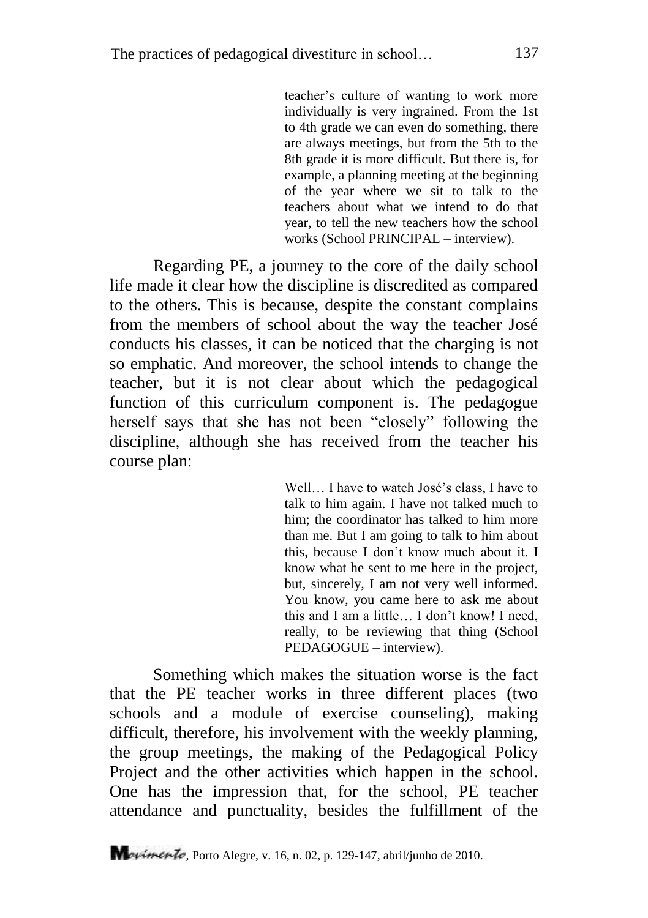> teacher's culture of wanting to work more individually is very ingrained. From the 1st to 4th grade we can even do something, there are always meetings, but from the 5th to the 8th grade it is more difficult. But there is, for example, a planning meeting at the beginning of the year where we sit to talk to the teachers about what we intend to do that year, to tell the new teachers how the school works (School PRINCIPAL – interview).

Regarding PE, a journey to the core of the daily school life made it clear how the discipline is discredited as compared to the others. This is because, despite the constant complains from the members of school about the way the teacher José conducts his classes, it can be noticed that the charging is not so emphatic. And moreover, the school intends to change the teacher, but it is not clear about which the pedagogical function of this curriculum component is. The pedagogue herself says that she has not been "closely" following the discipline, although she has received from the teacher his course plan:

> Well… I have to watch José's class, I have to talk to him again. I have not talked much to him; the coordinator has talked to him more than me. But I am going to talk to him about this, because I don't know much about it. I know what he sent to me here in the project, but, sincerely, I am not very well informed. You know, you came here to ask me about this and I am a little… I don't know! I need, really, to be reviewing that thing (School PEDAGOGUE – interview).

Something which makes the situation worse is the fact that the PE teacher works in three different places (two schools and a module of exercise counseling), making difficult, therefore, his involvement with the weekly planning, the group meetings, the making of the Pedagogical Policy Project and the other activities which happen in the school. One has the impression that, for the school, PE teacher attendance and punctuality, besides the fulfillment of the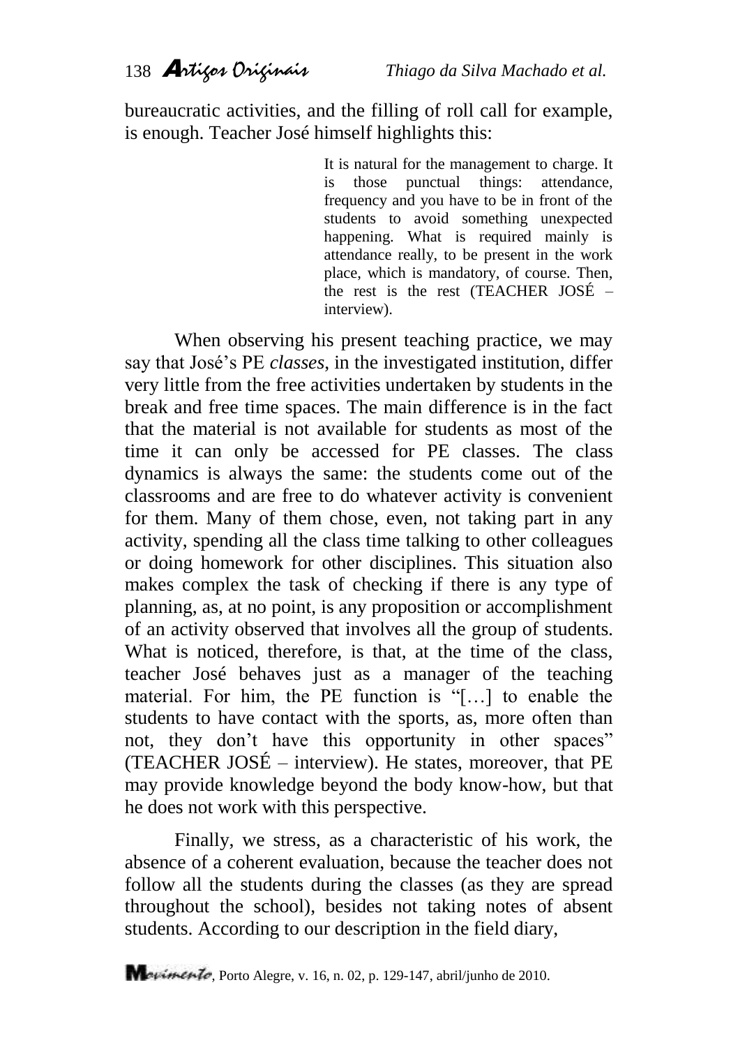bureaucratic activities, and the filling of roll call for example, is enough. Teacher José himself highlights this:

> It is natural for the management to charge. It is those punctual things: attendance, frequency and you have to be in front of the students to avoid something unexpected happening. What is required mainly is attendance really, to be present in the work place, which is mandatory, of course. Then, the rest is the rest (TEACHER JOSÉ – interview).

When observing his present teaching practice, we may say that José's PE *classes*, in the investigated institution, differ very little from the free activities undertaken by students in the break and free time spaces. The main difference is in the fact that the material is not available for students as most of the time it can only be accessed for PE classes. The class dynamics is always the same: the students come out of the classrooms and are free to do whatever activity is convenient for them. Many of them chose, even, not taking part in any activity, spending all the class time talking to other colleagues or doing homework for other disciplines. This situation also makes complex the task of checking if there is any type of planning, as, at no point, is any proposition or accomplishment of an activity observed that involves all the group of students. What is noticed, therefore, is that, at the time of the class, teacher José behaves just as a manager of the teaching material. For him, the PE function is "[…] to enable the students to have contact with the sports, as, more often than not, they don't have this opportunity in other spaces" (TEACHER JOSÉ – interview). He states, moreover, that PE may provide knowledge beyond the body know-how, but that he does not work with this perspective.

Finally, we stress, as a characteristic of his work, the absence of a coherent evaluation, because the teacher does not follow all the students during the classes (as they are spread throughout the school), besides not taking notes of absent students. According to our description in the field diary,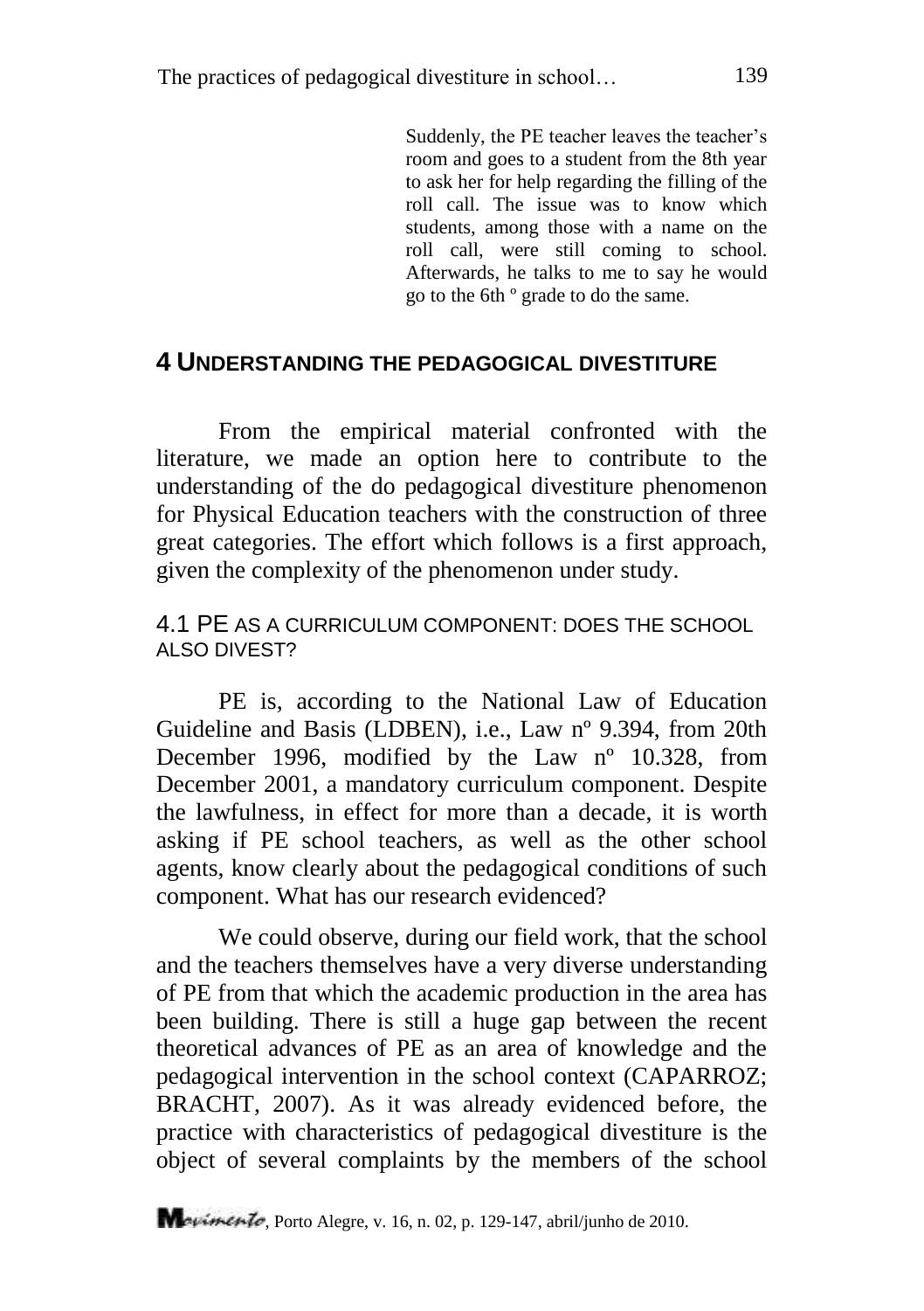> Suddenly, the PE teacher leaves the teacher's room and goes to a student from the 8th year to ask her for help regarding the filling of the roll call. The issue was to know which students, among those with a name on the roll call, were still coming to school. Afterwards, he talks to me to say he would go to the 6th º grade to do the same.

## 4 UNDERSTANDING THE PEDAGOGICAL DIVESTITURE

From the empirical material confronted with the literature, we made an option here to contribute to the understanding of the do pedagogical divestiture phenomenon for Physical Education teachers with the construction of three great categories. The effort which follows is a first approach, given the complexity of the phenomenon under study.

### 4.1 PE AS A CURRICULUM COMPONENT: DOES THE SCHOOL ALSO DIVEST?

PE is, according to the National Law of Education Guideline and Basis (LDBEN), i.e., Law nº 9.394, from 20th December 1996, modified by the Law nº 10.328, from December 2001, a mandatory curriculum component. Despite the lawfulness, in effect for more than a decade, it is worth asking if PE school teachers, as well as the other school agents, know clearly about the pedagogical conditions of such component. What has our research evidenced?

We could observe, during our field work, that the school and the teachers themselves have a very diverse understanding of PE from that which the academic production in the area has been building. There is still a huge gap between the recent theoretical advances of PE as an area of knowledge and the pedagogical intervention in the school context (CAPARROZ; BRACHT, 2007). As it was already evidenced before, the practice with characteristics of pedagogical divestiture is the object of several complaints by the members of the school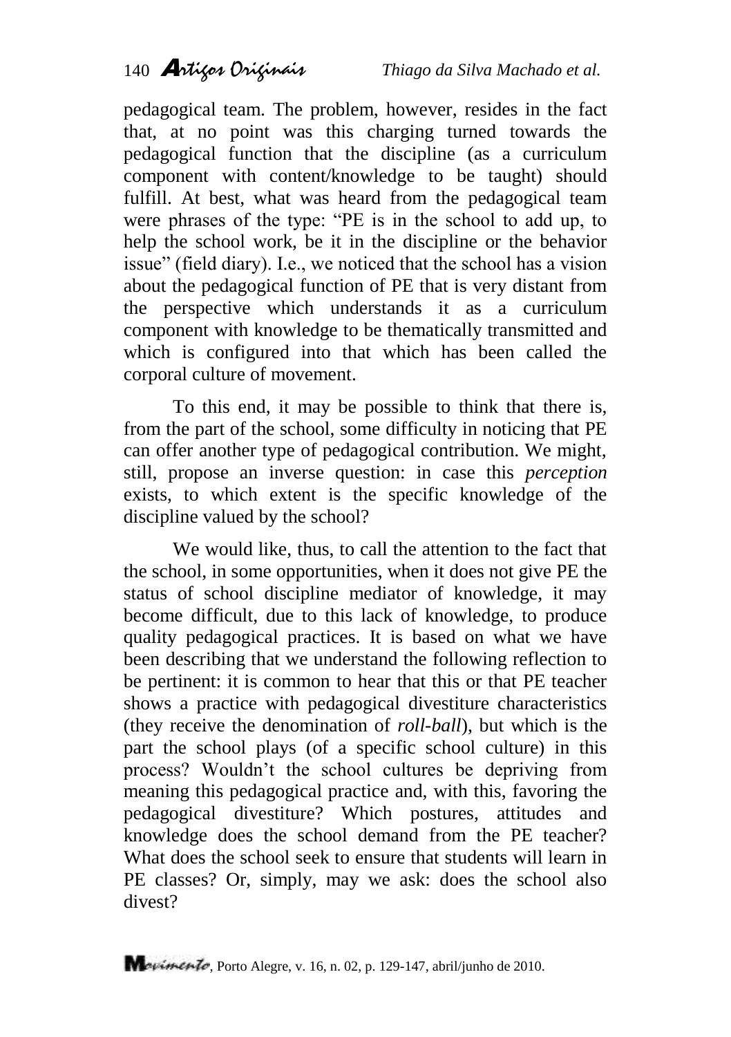pedagogical team. The problem, however, resides in the fact that, at no point was this charging turned towards the pedagogical function that the discipline (as a curriculum component with content/knowledge to be taught) should fulfill. At best, what was heard from the pedagogical team were phrases of the type: “PE is in the school to add up, to help the school work, be it in the discipline or the behavior issue” (field diary). I.e., we noticed that the school has a vision about the pedagogical function of PE that is very distant from the perspective which understands it as a curriculum component with knowledge to be thematically transmitted and which is configured into that which has been called the corporal culture of movement.

To this end, it may be possible to think that there is, from the part of the school, some difficulty in noticing that PE can offer another type of pedagogical contribution. We might, still, propose an inverse question: in case this *perception* exists, to which extent is the specific knowledge of the discipline valued by the school?

We would like, thus, to call the attention to the fact that the school, in some opportunities, when it does not give PE the status of school discipline mediator of knowledge, it may become difficult, due to this lack of knowledge, to produce quality pedagogical practices. It is based on what we have been describing that we understand the following reflection to be pertinent: it is common to hear that this or that PE teacher shows a practice with pedagogical divestiture characteristics (they receive the denomination of *roll-ball*), but which is the part the school plays (of a specific school culture) in this process? Wouldn’t the school cultures be depriving from meaning this pedagogical practice and, with this, favoring the pedagogical divestiture? Which postures, attitudes and knowledge does the school demand from the PE teacher? What does the school seek to ensure that students will learn in PE classes? Or, simply, may we ask: does the school also divest?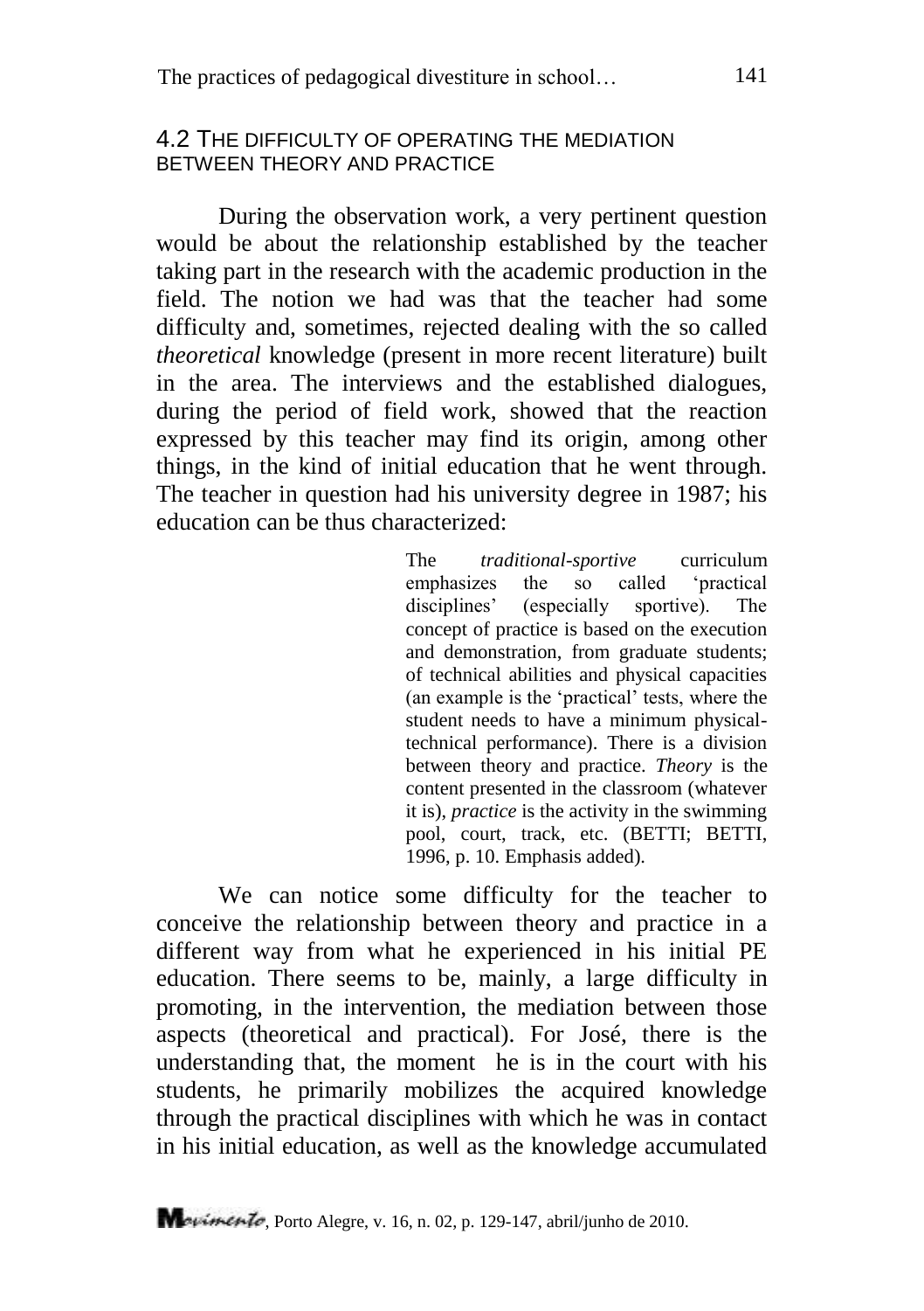## 4.2 THE DIFFICULTY OF OPERATING THE MEDIATION BETWEEN THEORY AND PRACTICE

During the observation work, a very pertinent question would be about the relationship established by the teacher taking part in the research with the academic production in the field. The notion we had was that the teacher had some difficulty and, sometimes, rejected dealing with the so called *theoretical* knowledge (present in more recent literature) built in the area. The interviews and the established dialogues, during the period of field work, showed that the reaction expressed by this teacher may find its origin, among other things, in the kind of initial education that he went through. The teacher in question had his university degree in 1987; his education can be thus characterized:

> The *traditional-sportive* curriculum emphasizes the so called 'practical disciplines' (especially sportive). The concept of practice is based on the execution and demonstration, from graduate students; of technical abilities and physical capacities (an example is the 'practical' tests, where the student needs to have a minimum physical-technical performance). There is a division between theory and practice. *Theory* is the content presented in the classroom (whatever it is), *practice* is the activity in the swimming pool, court, track, etc. (BETTI; BETTI, 1996, p. 10. Emphasis added).

We can notice some difficulty for the teacher to conceive the relationship between theory and practice in a different way from what he experienced in his initial PE education. There seems to be, mainly, a large difficulty in promoting, in the intervention, the mediation between those aspects (theoretical and practical). For José, there is the understanding that, the moment he is in the court with his students, he primarily mobilizes the acquired knowledge through the practical disciplines with which he was in contact in his initial education, as well as the knowledge accumulated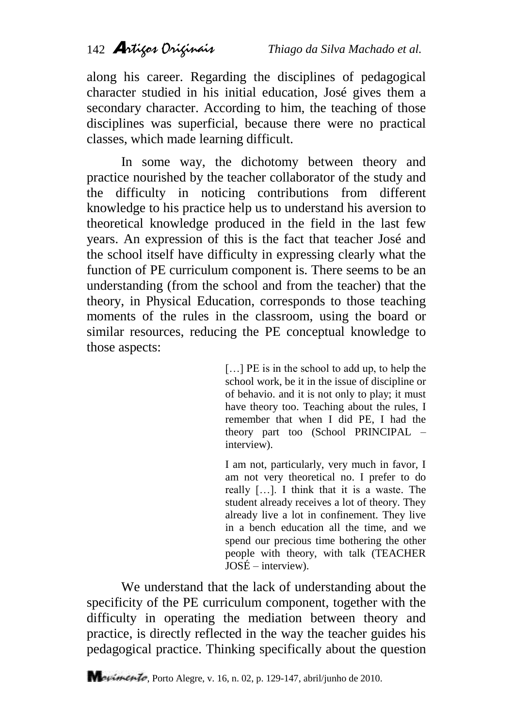along his career. Regarding the disciplines of pedagogical character studied in his initial education, José gives them a secondary character. According to him, the teaching of those disciplines was superficial, because there were no practical classes, which made learning difficult.

In some way, the dichotomy between theory and practice nourished by the teacher collaborator of the study and the difficulty in noticing contributions from different knowledge to his practice help us to understand his aversion to theoretical knowledge produced in the field in the last few years. An expression of this is the fact that teacher José and the school itself have difficulty in expressing clearly what the function of PE curriculum component is. There seems to be an understanding (from the school and from the teacher) that the theory, in Physical Education, corresponds to those teaching moments of the rules in the classroom, using the board or similar resources, reducing the PE conceptual knowledge to those aspects:

> […] PE is in the school to add up, to help the school work, be it in the issue of discipline or of behavio. and it is not only to play; it must have theory too. Teaching about the rules, I remember that when I did PE, I had the theory part too (School PRINCIPAL – interview).

> I am not, particularly, very much in favor, I am not very theoretical no. I prefer to do really […]. I think that it is a waste. The student already receives a lot of theory. They already live a lot in confinement. They live in a bench education all the time, and we spend our precious time bothering the other people with theory, with talk (TEACHER JOSÉ – interview).

We understand that the lack of understanding about the specificity of the PE curriculum component, together with the difficulty in operating the mediation between theory and practice, is directly reflected in the way the teacher guides his pedagogical practice. Thinking specifically about the question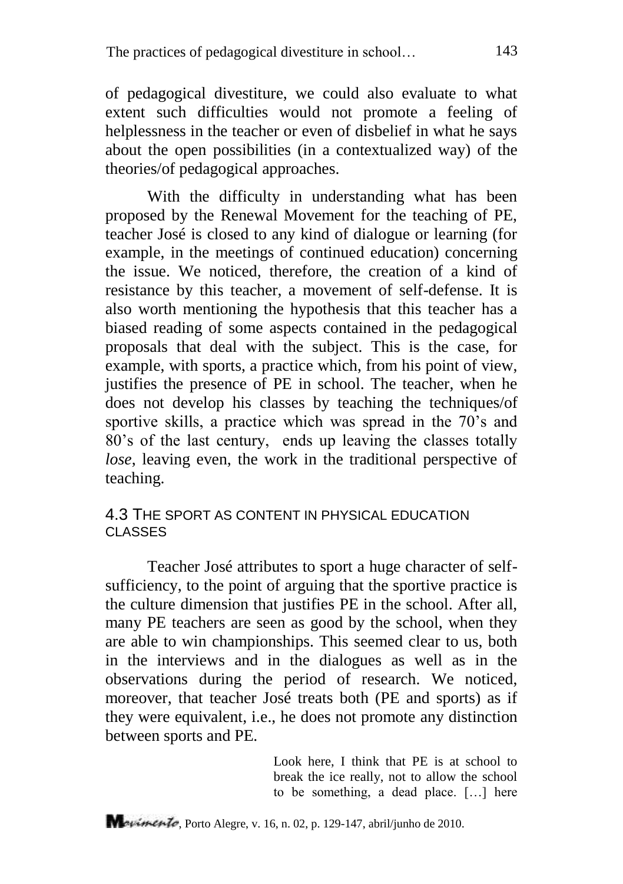of pedagogical divestiture, we could also evaluate to what extent such difficulties would not promote a feeling of helplessness in the teacher or even of disbelief in what he says about the open possibilities (in a contextualized way) of the theories/of pedagogical approaches.

With the difficulty in understanding what has been proposed by the Renewal Movement for the teaching of PE, teacher José is closed to any kind of dialogue or learning (for example, in the meetings of continued education) concerning the issue. We noticed, therefore, the creation of a kind of resistance by this teacher, a movement of self-defense. It is also worth mentioning the hypothesis that this teacher has a biased reading of some aspects contained in the pedagogical proposals that deal with the subject. This is the case, for example, with sports, a practice which, from his point of view, justifies the presence of PE in school. The teacher, when he does not develop his classes by teaching the techniques/of sportive skills, a practice which was spread in the 70's and 80's of the last century, ends up leaving the classes totally *lose*, leaving even, the work in the traditional perspective of teaching.

### 4.3 The sport as content in physical education classes

Teacher José attributes to sport a huge character of self-sufficiency, to the point of arguing that the sportive practice is the culture dimension that justifies PE in the school. After all, many PE teachers are seen as good by the school, when they are able to win championships. This seemed clear to us, both in the interviews and in the dialogues as well as in the observations during the period of research. We noticed, moreover, that teacher José treats both (PE and sports) as if they were equivalent, i.e., he does not promote any distinction between sports and PE.

> Look here, I think that PE is at school to break the ice really, not to allow the school to be something, a dead place. […] here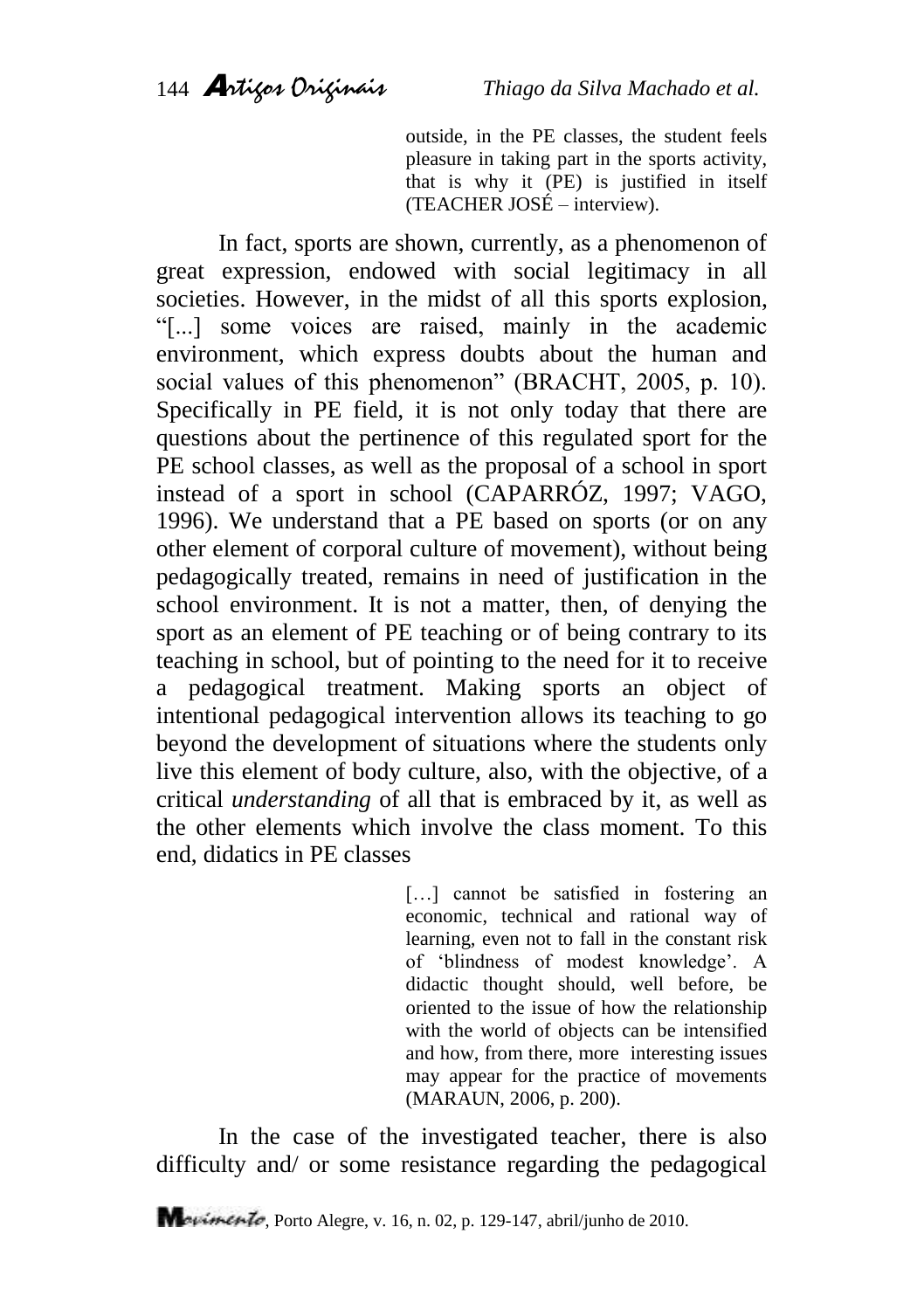> outside, in the PE classes, the student feels pleasure in taking part in the sports activity, that is why it (PE) is justified in itself (TEACHER JOSÉ – interview).

In fact, sports are shown, currently, as a phenomenon of great expression, endowed with social legitimacy in all societies. However, in the midst of all this sports explosion, "[...] some voices are raised, mainly in the academic environment, which express doubts about the human and social values of this phenomenon" (BRACHT, 2005, p. 10). Specifically in PE field, it is not only today that there are questions about the pertinence of this regulated sport for the PE school classes, as well as the proposal of a school in sport instead of a sport in school (CAPARRÓZ, 1997; VAGO, 1996). We understand that a PE based on sports (or on any other element of corporal culture of movement), without being pedagogically treated, remains in need of justification in the school environment. It is not a matter, then, of denying the sport as an element of PE teaching or of being contrary to its teaching in school, but of pointing to the need for it to receive a pedagogical treatment. Making sports an object of intentional pedagogical intervention allows its teaching to go beyond the development of situations where the students only live this element of body culture, also, with the objective, of a critical *understanding* of all that is embraced by it, as well as the other elements which involve the class moment. To this end, didactics in PE classes

> […] cannot be satisfied in fostering an economic, technical and rational way of learning, even not to fall in the constant risk of 'blindness of modest knowledge'. A didactic thought should, well before, be oriented to the issue of how the relationship with the world of objects can be intensified and how, from there, more interesting issues may appear for the practice of movements (MARAUN, 2006, p. 200).

In the case of the investigated teacher, there is also difficulty and/ or some resistance regarding the pedagogical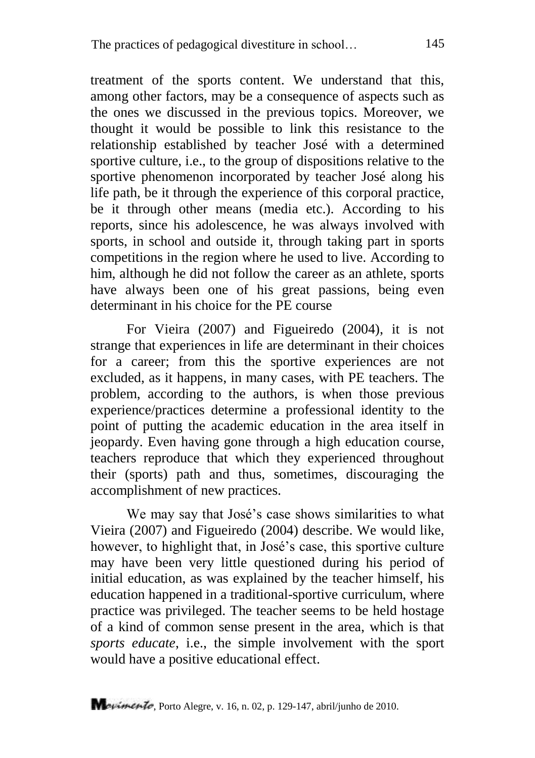treatment of the sports content. We understand that this, among other factors, may be a consequence of aspects such as the ones we discussed in the previous topics. Moreover, we thought it would be possible to link this resistance to the relationship established by teacher José with a determined sportive culture, i.e., to the group of dispositions relative to the sportive phenomenon incorporated by teacher José along his life path, be it through the experience of this corporal practice, be it through other means (media etc.). According to his reports, since his adolescence, he was always involved with sports, in school and outside it, through taking part in sports competitions in the region where he used to live. According to him, although he did not follow the career as an athlete, sports have always been one of his great passions, being even determinant in his choice for the PE course

For Vieira (2007) and Figueiredo (2004), it is not strange that experiences in life are determinant in their choices for a career; from this the sportive experiences are not excluded, as it happens, in many cases, with PE teachers. The problem, according to the authors, is when those previous experience/practices determine a professional identity to the point of putting the academic education in the area itself in jeopardy. Even having gone through a high education course, teachers reproduce that which they experienced throughout their (sports) path and thus, sometimes, discouraging the accomplishment of new practices.

We may say that José's case shows similarities to what Vieira (2007) and Figueiredo (2004) describe. We would like, however, to highlight that, in José's case, this sportive culture may have been very little questioned during his period of initial education, as was explained by the teacher himself, his education happened in a traditional-sportive curriculum, where practice was privileged. The teacher seems to be held hostage of a kind of common sense present in the area, which is that *sports educate*, i.e., the simple involvement with the sport would have a positive educational effect.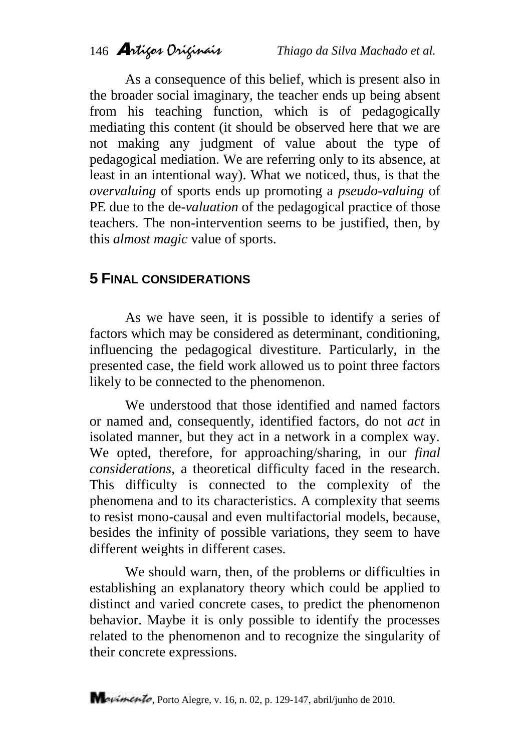As a consequence of this belief, which is present also in the broader social imaginary, the teacher ends up being absent from his teaching function, which is of pedagogically mediating this content (it should be observed here that we are not making any judgment of value about the type of pedagogical mediation. We are referring only to its absence, at least in an intentional way). What we noticed, thus, is that the *overvaluing* of sports ends up promoting a *pseudo-valuing* of PE due to the de-*valuation* of the pedagogical practice of those teachers. The non-intervention seems to be justified, then, by this *almost magic* value of sports.

## 5 FINAL CONSIDERATIONS

As we have seen, it is possible to identify a series of factors which may be considered as determinant, conditioning, influencing the pedagogical divestiture. Particularly, in the presented case, the field work allowed us to point three factors likely to be connected to the phenomenon.

We understood that those identified and named factors or named and, consequently, identified factors, do not *act* in isolated manner, but they act in a network in a complex way. We opted, therefore, for approaching/sharing, in our *final considerations*, a theoretical difficulty faced in the research. This difficulty is connected to the complexity of the phenomena and to its characteristics. A complexity that seems to resist mono-causal and even multifactorial models, because, besides the infinity of possible variations, they seem to have different weights in different cases.

We should warn, then, of the problems or difficulties in establishing an explanatory theory which could be applied to distinct and varied concrete cases, to predict the phenomenon behavior. Maybe it is only possible to identify the processes related to the phenomenon and to recognize the singularity of their concrete expressions.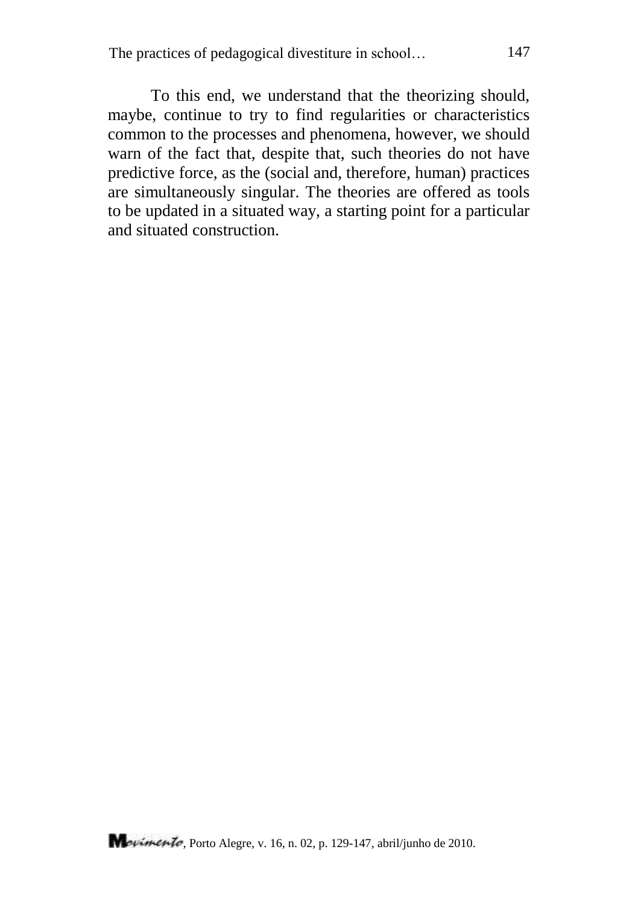To this end, we understand that the theorizing should, maybe, continue to try to find regularities or characteristics common to the processes and phenomena, however, we should warn of the fact that, despite that, such theories do not have predictive force, as the (social and, therefore, human) practices are simultaneously singular. The theories are offered as tools to be updated in a situated way, a starting point for a particular and situated construction.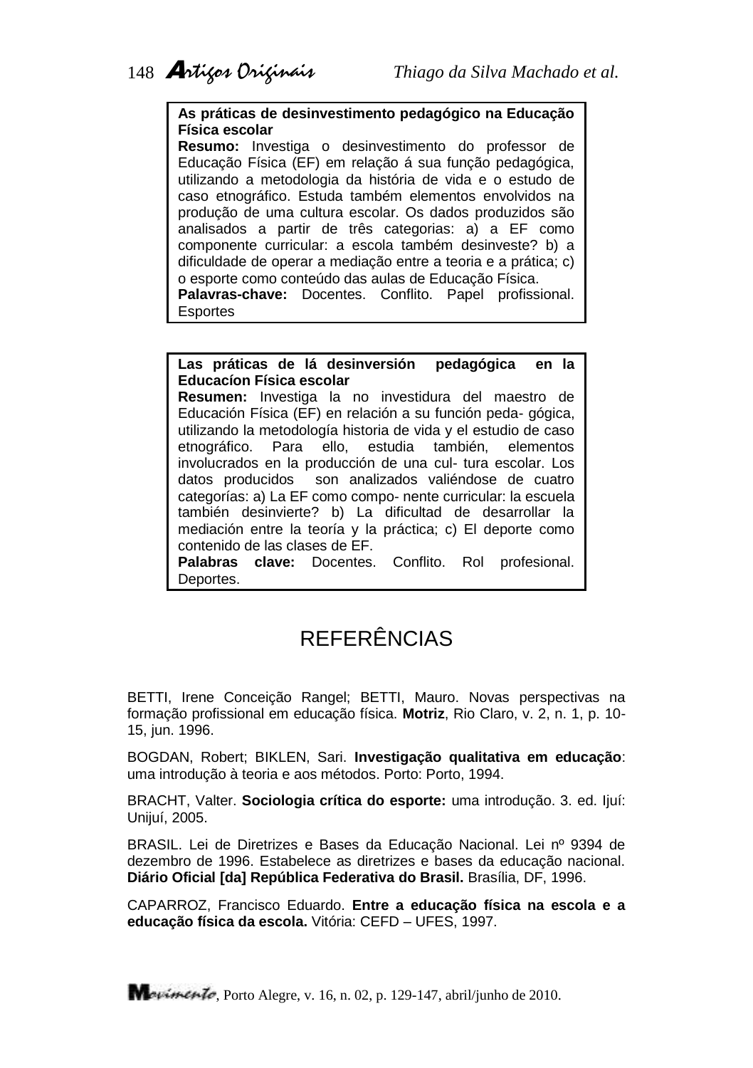**As práticas de desinvestimento pedagógico na Educação Física escolar**

**Resumo:** Investiga o desinvestimento do professor de Educação Física (EF) em relação á sua função pedagógica, utilizando a metodologia da história de vida e o estudo de caso etnográfico. Estuda também elementos envolvidos na produção de uma cultura escolar. Os dados produzidos são analisados a partir de três categorias: a) a EF como componente curricular: a escola também desinveste? b) a dificuldade de operar a mediação entre a teoria e a prática; c) o esporte como conteúdo das aulas de Educação Física.

**Palavras-chave:** Docentes. Conflito. Papel profissional. Esportes

**Las práticas de lá desinversión pedagógica en la Educacíon Física escolar**

**Resumen:** Investiga la no investidura del maestro de Educación Física (EF) en relación a su función peda- gógica, utilizando la metodología historia de vida y el estudio de caso etnográfico. Para ello, estudia también, elementos involucrados en la producción de una cul- tura escolar. Los datos producidos son analizados valiéndose de cuatro categorías: a) La EF como compo- nente curricular: la escuela también desinvierte? b) La dificultad de desarrollar la mediación entre la teoría y la práctica; c) El deporte como contenido de las clases de EF.

**Palabras clave:** Docentes. Conflito. Rol profesional. Deportes.

# REFERÊNCIAS

BETTI, Irene Conceição Rangel; BETTI, Mauro. Novas perspectivas na formação profissional em educação física. **Motriz**, Rio Claro, v. 2, n. 1, p. 10-15, jun. 1996.

BOGDAN, Robert; BIKLEN, Sari. **Investigação qualitativa em educação**: uma introdução à teoria e aos métodos. Porto: Porto, 1994.

BRACHT, Valter. **Sociologia crítica do esporte:** uma introdução. 3. ed. Ijuí: Unijuí, 2005.

BRASIL. Lei de Diretrizes e Bases da Educação Nacional. Lei nº 9394 de dezembro de 1996. Estabelece as diretrizes e bases da educação nacional. **Diário Oficial [da] República Federativa do Brasil.** Brasília, DF, 1996.

CAPARROZ, Francisco Eduardo. **Entre a educação física na escola e a educação física da escola.** Vitória: CEFD – UFES, 1997.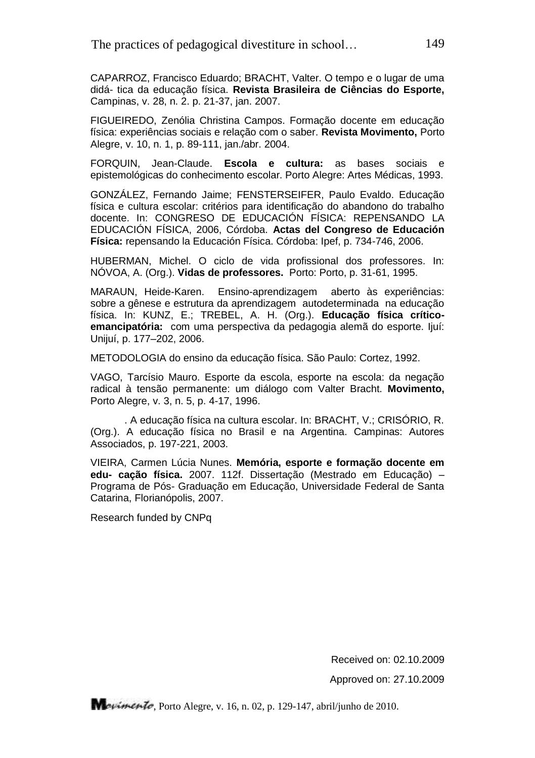CAPARROZ, Francisco Eduardo; BRACHT, Valter. O tempo e o lugar de uma didá- tica da educação física. **Revista Brasileira de Ciências do Esporte,** Campinas, v. 28, n. 2. p. 21-37, jan. 2007.

FIGUEIREDO, Zenólia Christina Campos. Formação docente em educação física: experiências sociais e relação com o saber. **Revista Movimento,** Porto Alegre, v. 10, n. 1, p. 89-111, jan./abr. 2004.

FORQUIN, Jean-Claude. **Escola e cultura:** as bases sociais e epistemológicas do conhecimento escolar. Porto Alegre: Artes Médicas, 1993.

GONZÁLEZ, Fernando Jaime; FENSTERSEIFER, Paulo Evaldo. Educação física e cultura escolar: critérios para identificação do abandono do trabalho docente. In: CONGRESO DE EDUCACIÓN FÍSICA: REPENSANDO LA EDUCACIÓN FÍSICA, 2006, Córdoba. **Actas del Congreso de Educación Física:** repensando la Educación Física. Córdoba: Ipef, p. 734-746, 2006.

HUBERMAN, Michel. O ciclo de vida profissional dos professores. In: NÓVOA, A. (Org.). **Vidas de professores.** Porto: Porto, p. 31-61, 1995.

MARAUN, Heide-Karen. Ensino-aprendizagem aberto às experiências: sobre a gênese e estrutura da aprendizagem autodeterminada na educação física. In: KUNZ, E.; TREBEL, A. H. (Org.). **Educação física crítico-emancipatória:** com uma perspectiva da pedagogia alemã do esporte. Ijuí: Unijuí, p. 177–202, 2006.

METODOLOGIA do ensino da educação física. São Paulo: Cortez, 1992.

VAGO, Tarcísio Mauro. Esporte da escola, esporte na escola: da negação radical à tensão permanente: um diálogo com Valter Bracht. **Movimento,** Porto Alegre, v. 3, n. 5, p. 4-17, 1996.

\_\_\_\_\_\_. A educação física na cultura escolar. In: BRACHT, V.; CRISÓRIO, R. (Org.). A educação física no Brasil e na Argentina. Campinas: Autores Associados, p. 197-221, 2003.

VIEIRA, Carmen Lúcia Nunes. **Memória, esporte e formação docente em edu- cação física.** 2007. 112f. Dissertação (Mestrado em Educação) – Programa de Pós- Graduação em Educação, Universidade Federal de Santa Catarina, Florianópolis, 2007.

Research funded by CNPq

Received on: 02.10.2009

Approved on: 27.10.2009